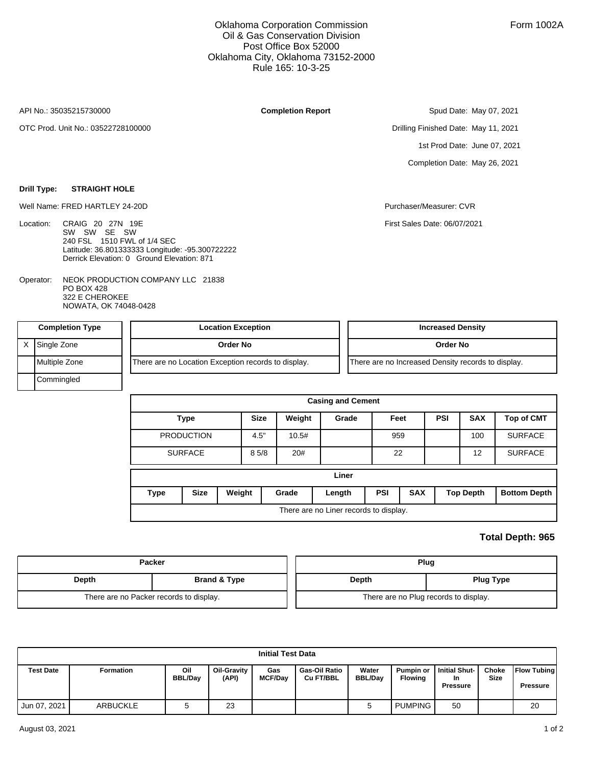Oklahoma Corporation Commission
Oil & Gas Conservation Division
Post Office Box 52000
Oklahoma City, Oklahoma 73152-2000
Rule 165: 10-3-25

Form 1002A

API No.: 35035215730000

OTC Prod. Unit No.: 03522728100000

**Completion Report**

Spud Date: May 07, 2021

Drilling Finished Date: May 11, 2021

1st Prod Date: June 07, 2021

Completion Date: May 26, 2021

**Drill Type:** **STRAIGHT HOLE**

Well Name: FRED HARTLEY 24-20D

Purchaser/Measurer: CVR

First Sales Date: 06/07/2021

Location: CRAIG 20 27N 19E
SW SW SE SW
240 FSL 1510 FWL of 1/4 SEC
Latitude: 36.801333333 Longitude: -95.300722222
Derrick Elevation: 0 Ground Elevation: 871

Operator: NEOK PRODUCTION COMPANY LLC 21838
PO BOX 428
322 E CHEROKEE
NOWATA, OK 74048-0428

| Completion Type | |
|---|---|
| X | Single Zone |
| | Multiple Zone |
| | Commingled |

| Location Exception |
|---|
| Order No |
| There are no Location Exception records to display. |

| Increased Density |
|---|
| Order No |
| There are no Increased Density records to display. |

**Casing and Cement**

| Type | Size | Weight | Grade | Feet | PSI | SAX | Top of CMT |
|---|---|---|---|---|---|---|---|
| PRODUCTION | 4.5" | 10.5# | | 959 | | 100 | SURFACE |
| SURFACE | 8 5/8 | 20# | | 22 | | 12 | SURFACE |

**Liner**

| Type | Size | Weight | Grade | Length | PSI | SAX | Top Depth | Bottom Depth |
|---|---|---|---|---|---|---|---|---|
| There are no Liner records to display. | | | | | | | | |

**Total Depth: 965**

| Packer | |
|---|---|
| Depth | Brand & Type |
| There are no Packer records to display. | |

| Plug | |
|---|---|
| Depth | Plug Type |
| There are no Plug records to display. | |

**Initial Test Data**

| Test Date | Formation | Oil BBL/Day | Oil-Gravity (API) | Gas MCF/Day | Gas-Oil Ratio Cu FT/BBL | Water BBL/Day | Pumpin or Flowing | Initial Shut-In Pressure | Choke Size | Flow Tubing Pressure |
|---|---|---|---|---|---|---|---|---|---|---|
| Jun 07, 2021 | ARBUCKLE | 5 | 23 | | | 5 | PUMPING | 50 | | 20 |

August 03, 2021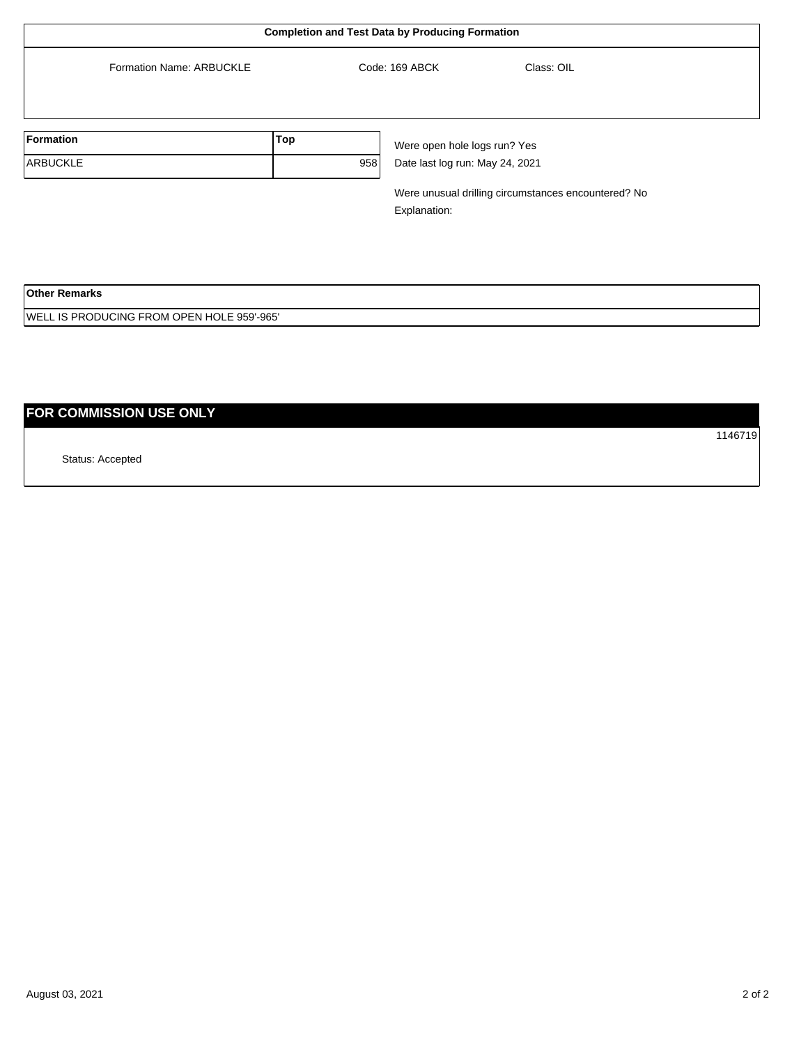## Completion and Test Data by Producing Formation

Formation Name: ARBUCKLE

Code: 169 ABCK

Class: OIL

| Formation | Top |
|---|---|
| ARBUCKLE | 958 |

Were open hole logs run? Yes

Date last log run: May 24, 2021

Were unusual drilling circumstances encountered? No

Explanation:

| Other Remarks |
|---|
| WELL IS PRODUCING FROM OPEN HOLE 959'-965' |

## FOR COMMISSION USE ONLY

1146719

Status: Accepted

August 03, 2021